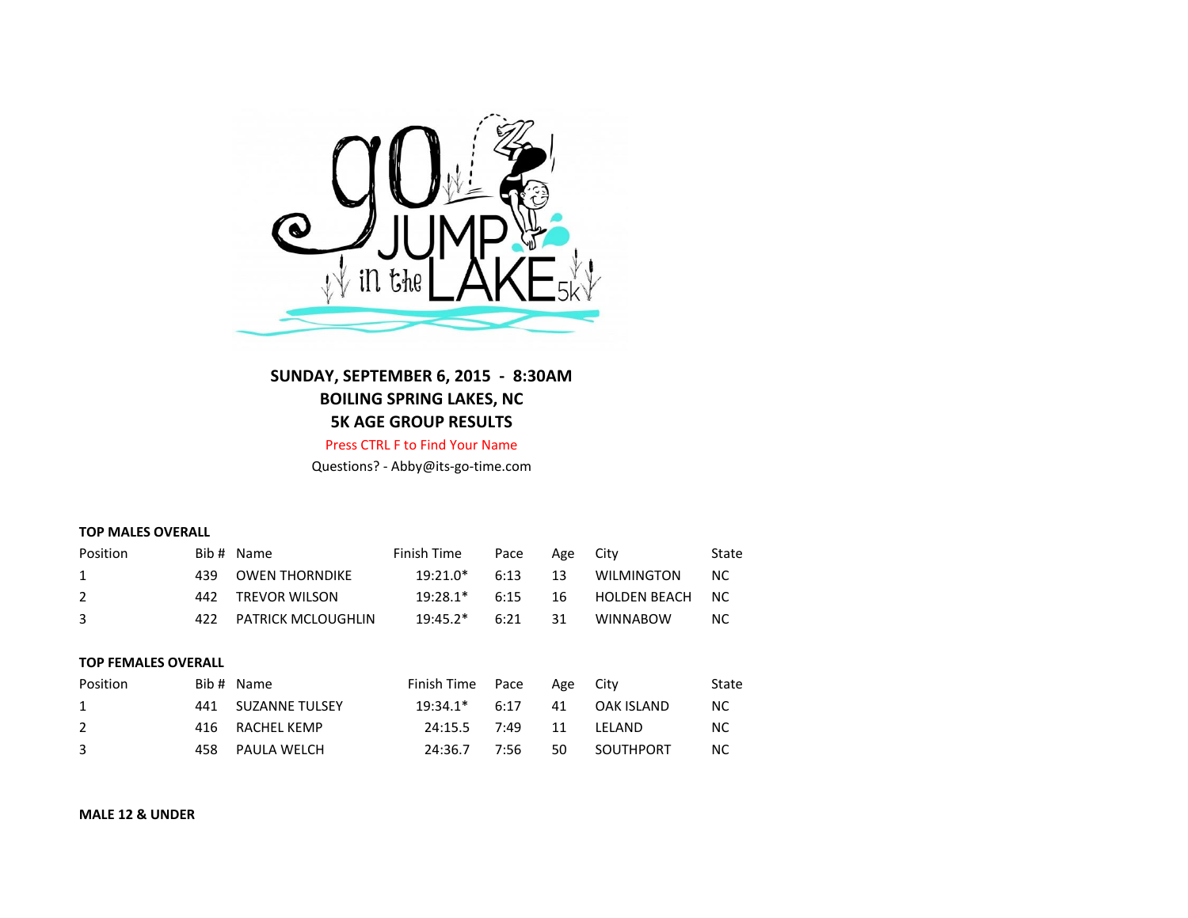**SUNDAY, SEPTEMBER 6, 2015 - 8:30AM**
**BOILING SPRING LAKES, NC**
**5K AGE GROUP RESULTS**

Press CTRL F to Find Your Name

Questions? - Abby@its-go-time.com

**TOP MALES OVERALL**

| Position | Bib # | Name | Finish Time | Pace | Age | City | State |
|---|---|---|---|---|---|---|---|
| 1 | 439 | OWEN THORNDIKE | 19:21.0* | 6:13 | 13 | WILMINGTON | NC |
| 2 | 442 | TREVOR WILSON | 19:28.1* | 6:15 | 16 | HOLDEN BEACH | NC |
| 3 | 422 | PATRICK MCLOUGHLIN | 19:45.2* | 6:21 | 31 | WINNABOW | NC |

**TOP FEMALES OVERALL**

| Position | Bib # | Name | Finish Time | Pace | Age | City | State |
|---|---|---|---|---|---|---|---|
| 1 | 441 | SUZANNE TULSEY | 19:34.1* | 6:17 | 41 | OAK ISLAND | NC |
| 2 | 416 | RACHEL KEMP | 24:15.5 | 7:49 | 11 | LELAND | NC |
| 3 | 458 | PAULA WELCH | 24:36.7 | 7:56 | 50 | SOUTHPORT | NC |

**MALE 12 & UNDER**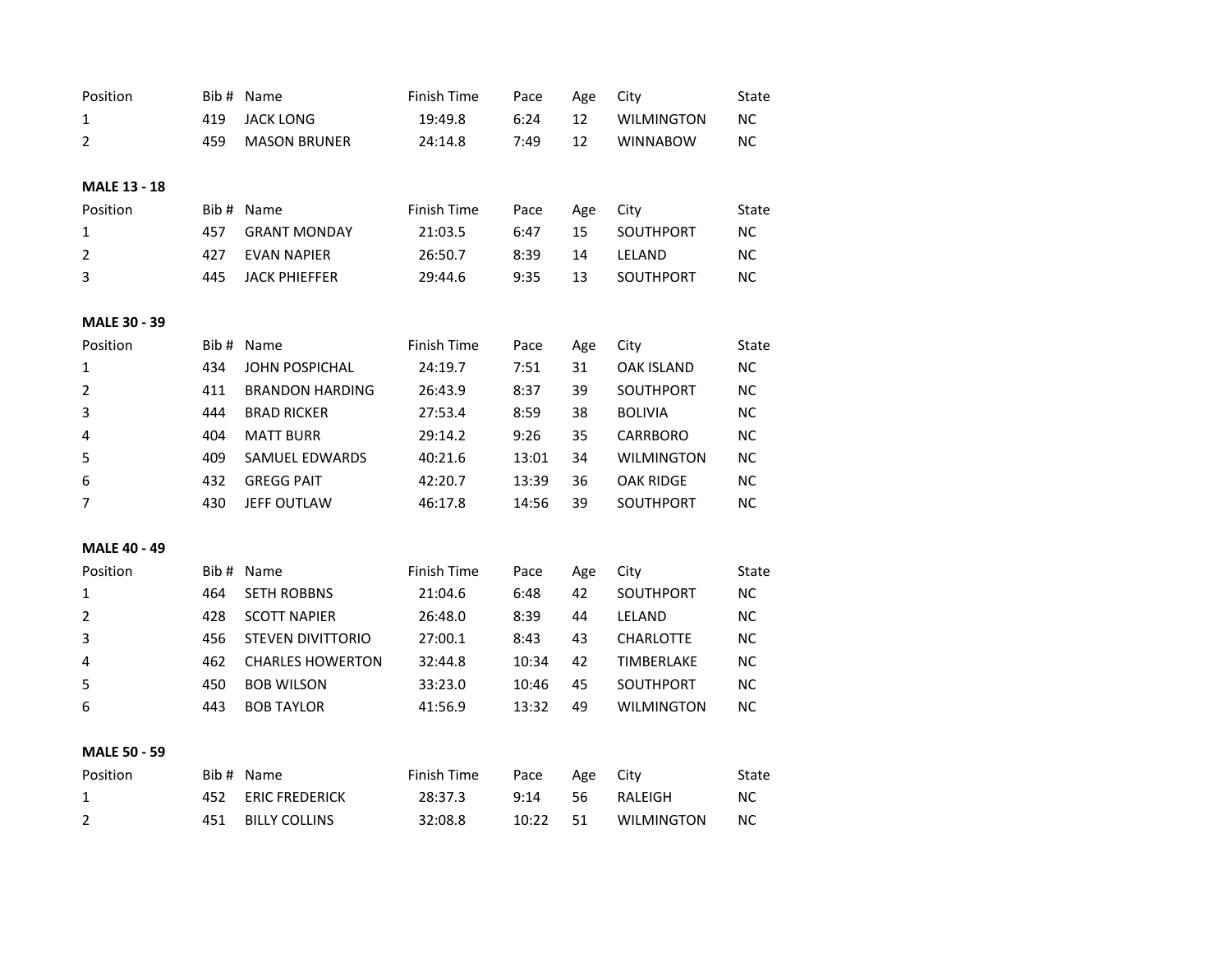| Position | Bib # | Name | Finish Time | Pace | Age | City | State |
|---|---|---|---|---|---|---|---|
| 1 | 419 | JACK LONG | 19:49.8 | 6:24 | 12 | WILMINGTON | NC |
| 2 | 459 | MASON BRUNER | 24:14.8 | 7:49 | 12 | WINNABOW | NC |

**MALE 13 - 18**

| Position | Bib # | Name | Finish Time | Pace | Age | City | State |
|---|---|---|---|---|---|---|---|
| 1 | 457 | GRANT MONDAY | 21:03.5 | 6:47 | 15 | SOUTHPORT | NC |
| 2 | 427 | EVAN NAPIER | 26:50.7 | 8:39 | 14 | LELAND | NC |
| 3 | 445 | JACK PHIEFFER | 29:44.6 | 9:35 | 13 | SOUTHPORT | NC |

**MALE 30 - 39**

| Position | Bib # | Name | Finish Time | Pace | Age | City | State |
|---|---|---|---|---|---|---|---|
| 1 | 434 | JOHN POSPICHAL | 24:19.7 | 7:51 | 31 | OAK ISLAND | NC |
| 2 | 411 | BRANDON HARDING | 26:43.9 | 8:37 | 39 | SOUTHPORT | NC |
| 3 | 444 | BRAD RICKER | 27:53.4 | 8:59 | 38 | BOLIVIA | NC |
| 4 | 404 | MATT BURR | 29:14.2 | 9:26 | 35 | CARRBORO | NC |
| 5 | 409 | SAMUEL EDWARDS | 40:21.6 | 13:01 | 34 | WILMINGTON | NC |
| 6 | 432 | GREGG PAIT | 42:20.7 | 13:39 | 36 | OAK RIDGE | NC |
| 7 | 430 | JEFF OUTLAW | 46:17.8 | 14:56 | 39 | SOUTHPORT | NC |

**MALE 40 - 49**

| Position | Bib # | Name | Finish Time | Pace | Age | City | State |
|---|---|---|---|---|---|---|---|
| 1 | 464 | SETH ROBBNS | 21:04.6 | 6:48 | 42 | SOUTHPORT | NC |
| 2 | 428 | SCOTT NAPIER | 26:48.0 | 8:39 | 44 | LELAND | NC |
| 3 | 456 | STEVEN DIVITTORIO | 27:00.1 | 8:43 | 43 | CHARLOTTE | NC |
| 4 | 462 | CHARLES HOWERTON | 32:44.8 | 10:34 | 42 | TIMBERLAKE | NC |
| 5 | 450 | BOB WILSON | 33:23.0 | 10:46 | 45 | SOUTHPORT | NC |
| 6 | 443 | BOB TAYLOR | 41:56.9 | 13:32 | 49 | WILMINGTON | NC |

**MALE 50 - 59**

| Position | Bib # | Name | Finish Time | Pace | Age | City | State |
|---|---|---|---|---|---|---|---|
| 1 | 452 | ERIC FREDERICK | 28:37.3 | 9:14 | 56 | RALEIGH | NC |
| 2 | 451 | BILLY COLLINS | 32:08.8 | 10:22 | 51 | WILMINGTON | NC |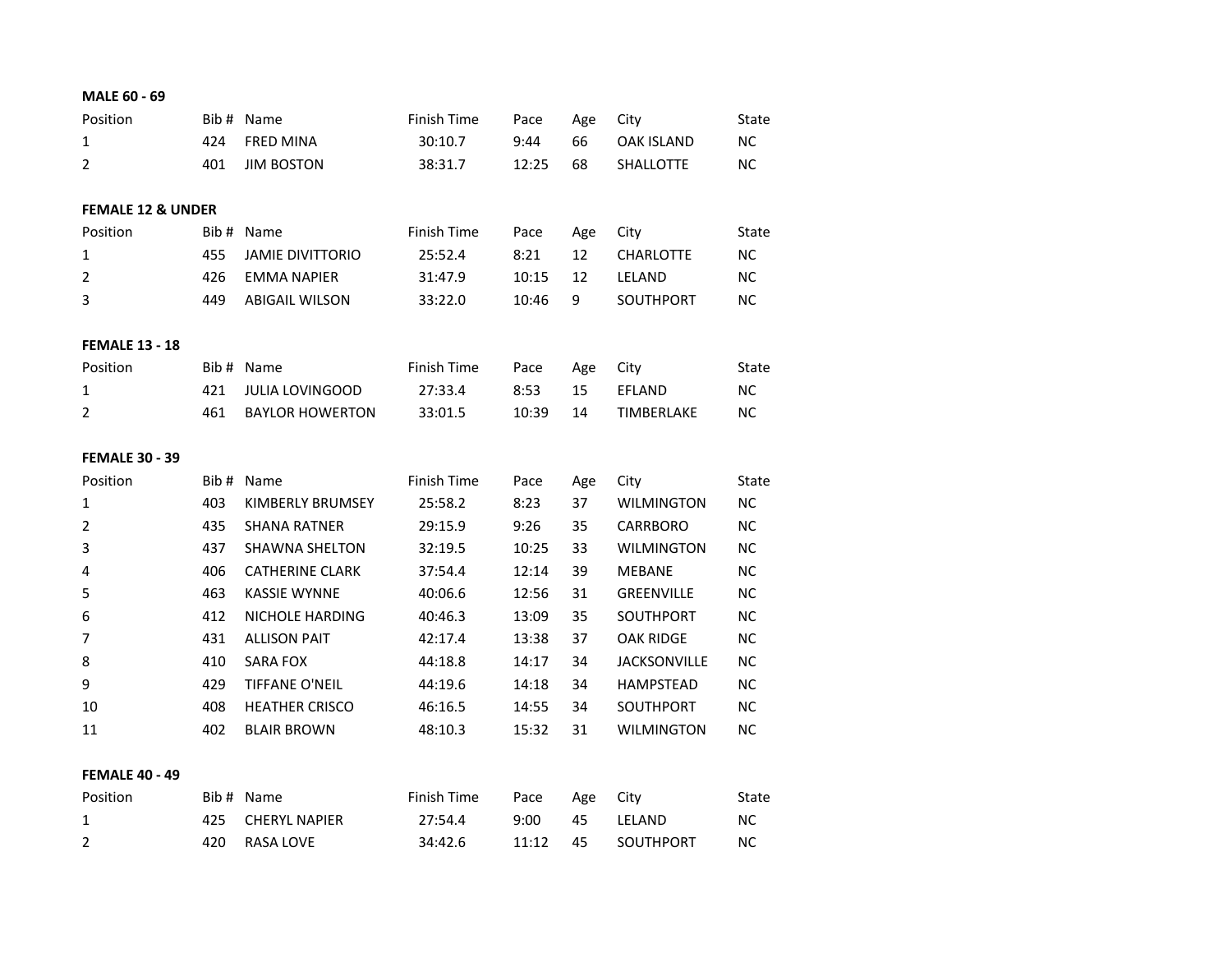**MALE 60 - 69**

| Position | Bib # | Name | Finish Time | Pace | Age | City | State |
|---|---|---|---|---|---|---|---|
| 1 | 424 | FRED MINA | 30:10.7 | 9:44 | 66 | OAK ISLAND | NC |
| 2 | 401 | JIM BOSTON | 38:31.7 | 12:25 | 68 | SHALLOTTE | NC |

**FEMALE 12 & UNDER**

| Position | Bib # | Name | Finish Time | Pace | Age | City | State |
|---|---|---|---|---|---|---|---|
| 1 | 455 | JAMIE DIVITTORIO | 25:52.4 | 8:21 | 12 | CHARLOTTE | NC |
| 2 | 426 | EMMA NAPIER | 31:47.9 | 10:15 | 12 | LELAND | NC |
| 3 | 449 | ABIGAIL WILSON | 33:22.0 | 10:46 | 9 | SOUTHPORT | NC |

**FEMALE 13 - 18**

| Position | Bib # | Name | Finish Time | Pace | Age | City | State |
|---|---|---|---|---|---|---|---|
| 1 | 421 | JULIA LOVINGOOD | 27:33.4 | 8:53 | 15 | EFLAND | NC |
| 2 | 461 | BAYLOR HOWERTON | 33:01.5 | 10:39 | 14 | TIMBERLAKE | NC |

**FEMALE 30 - 39**

| Position | Bib # | Name | Finish Time | Pace | Age | City | State |
|---|---|---|---|---|---|---|---|
| 1 | 403 | KIMBERLY BRUMSEY | 25:58.2 | 8:23 | 37 | WILMINGTON | NC |
| 2 | 435 | SHANA RATNER | 29:15.9 | 9:26 | 35 | CARRBORO | NC |
| 3 | 437 | SHAWNA SHELTON | 32:19.5 | 10:25 | 33 | WILMINGTON | NC |
| 4 | 406 | CATHERINE CLARK | 37:54.4 | 12:14 | 39 | MEBANE | NC |
| 5 | 463 | KASSIE WYNNE | 40:06.6 | 12:56 | 31 | GREENVILLE | NC |
| 6 | 412 | NICHOLE HARDING | 40:46.3 | 13:09 | 35 | SOUTHPORT | NC |
| 7 | 431 | ALLISON PAIT | 42:17.4 | 13:38 | 37 | OAK RIDGE | NC |
| 8 | 410 | SARA FOX | 44:18.8 | 14:17 | 34 | JACKSONVILLE | NC |
| 9 | 429 | TIFFANE O'NEIL | 44:19.6 | 14:18 | 34 | HAMPSTEAD | NC |
| 10 | 408 | HEATHER CRISCO | 46:16.5 | 14:55 | 34 | SOUTHPORT | NC |
| 11 | 402 | BLAIR BROWN | 48:10.3 | 15:32 | 31 | WILMINGTON | NC |

**FEMALE 40 - 49**

| Position | Bib # | Name | Finish Time | Pace | Age | City | State |
|---|---|---|---|---|---|---|---|
| 1 | 425 | CHERYL NAPIER | 27:54.4 | 9:00 | 45 | LELAND | NC |
| 2 | 420 | RASA LOVE | 34:42.6 | 11:12 | 45 | SOUTHPORT | NC |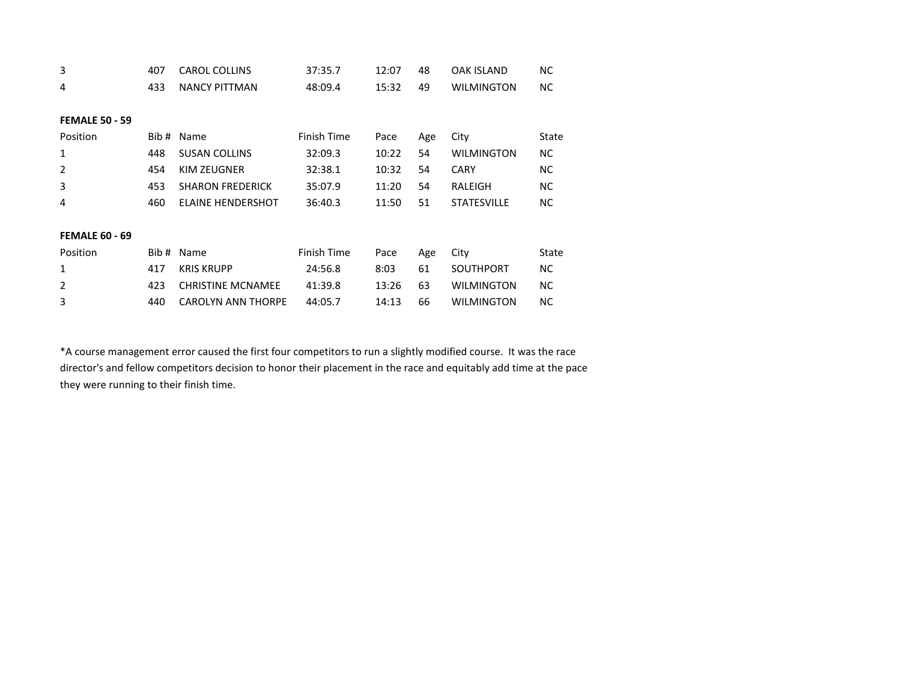| | | | | | | | |
|---|---|---|---|---|---|---|---|
| 3 | 407 | CAROL COLLINS | 37:35.7 | 12:07 | 48 | OAK ISLAND | NC |
| 4 | 433 | NANCY PITTMAN | 48:09.4 | 15:32 | 49 | WILMINGTON | NC |

**FEMALE 50 - 59**

| Position | Bib # | Name | Finish Time | Pace | Age | City | State |
|---|---|---|---|---|---|---|---|
| 1 | 448 | SUSAN COLLINS | 32:09.3 | 10:22 | 54 | WILMINGTON | NC |
| 2 | 454 | KIM ZEUGNER | 32:38.1 | 10:32 | 54 | CARY | NC |
| 3 | 453 | SHARON FREDERICK | 35:07.9 | 11:20 | 54 | RALEIGH | NC |
| 4 | 460 | ELAINE HENDERSHOT | 36:40.3 | 11:50 | 51 | STATESVILLE | NC |

**FEMALE 60 - 69**

| Position | Bib # | Name | Finish Time | Pace | Age | City | State |
|---|---|---|---|---|---|---|---|
| 1 | 417 | KRIS KRUPP | 24:56.8 | 8:03 | 61 | SOUTHPORT | NC |
| 2 | 423 | CHRISTINE MCNAMEE | 41:39.8 | 13:26 | 63 | WILMINGTON | NC |
| 3 | 440 | CAROLYN ANN THORPE | 44:05.7 | 14:13 | 66 | WILMINGTON | NC |

*A course management error caused the first four competitors to run a slightly modified course. It was the race director's and fellow competitors decision to honor their placement in the race and equitably add time at the pace they were running to their finish time.